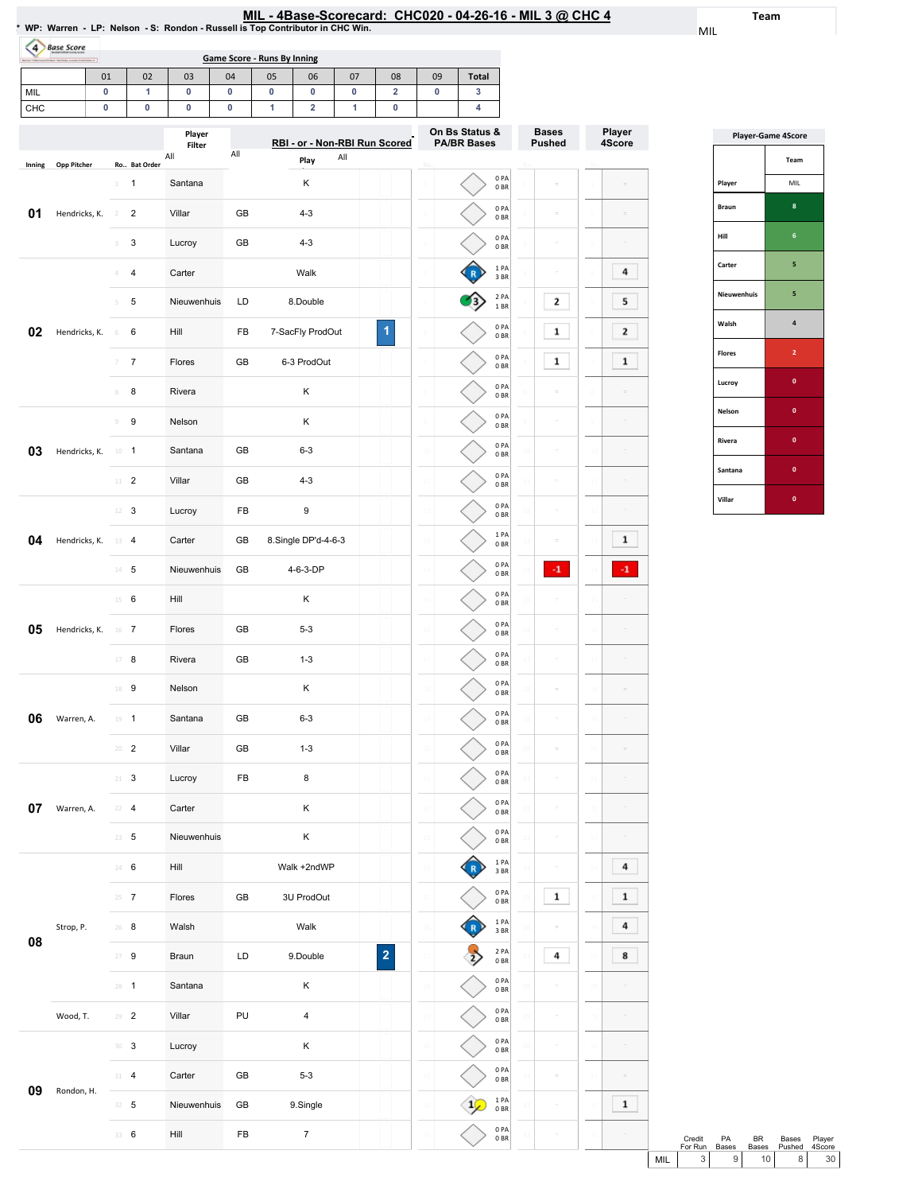# MIL - 4Base-Scorecard: CHC020 - 04-26-16 - MIL 3 @ CHC 4

* WP: Warren - LP: Nelson - S: Rondon - Russell is Top Contributor in CHC Win.

Team: MIL

## Game Score - Runs By Inning

| | 01 | 02 | 03 | 04 | 05 | 06 | 07 | 08 | 09 | Total |
|---|---|---|---|---|---|---|---|---|---|---|
| MIL | 0 | 1 | 0 | 0 | 0 | 0 | 0 | 2 | 0 | 3 |
| CHC | 0 | 0 | 0 | 0 | 1 | 2 | 1 | 0 | | 4 |

| Inning | Opp Pitcher | Ro.. | Bat Order | Player | | Play | RBI - or - Non-RBI Run Scored | On Bs Status & PA/BR Bases | Bases Pushed | Player 4Score |
|---|---|---|---|---|---|---|---|---|---|---|
| 01 | Hendricks, K. | 1 | 1 | Santana | | K | | 0 PA 0 BR | | |
| | | 2 | 2 | Villar | GB | 4-3 | | 0 PA 0 BR | | |
| | | 3 | 3 | Lucroy | GB | 4-3 | | 0 PA 0 BR | | |
| 02 | Hendricks, K. | 4 | 4 | Carter | | Walk | | R 1 PA 3 BR | | 4 |
| | | 5 | 5 | Nieuwenhuis | LD | 8.Double | | 3 2 PA 1 BR | 2 | 5 |
| | | 6 | 6 | Hill | FB | 7-SacFly ProdOut | 1 | 0 PA 0 BR | 1 | 2 |
| | | 7 | 7 | Flores | GB | 6-3 ProdOut | | 0 PA 0 BR | 1 | 1 |
| | | 8 | 8 | Rivera | | K | | 0 PA 0 BR | | |
| 03 | Hendricks, K. | 9 | 9 | Nelson | | K | | 0 PA 0 BR | | |
| | | 10 | 1 | Santana | GB | 6-3 | | 0 PA 0 BR | | |
| | | 11 | 2 | Villar | GB | 4-3 | | 0 PA 0 BR | | |
| 04 | Hendricks, K. | 12 | 3 | Lucroy | FB | 9 | | 0 PA 0 BR | | |
| | | 13 | 4 | Carter | GB | 8.Single DP'd-4-6-3 | | 1 PA 0 BR | | 1 |
| | | 14 | 5 | Nieuwenhuis | GB | 4-6-3-DP | | 0 PA 0 BR | -1 | -1 |
| 05 | Hendricks, K. | 15 | 6 | Hill | | K | | 0 PA 0 BR | | |
| | | 16 | 7 | Flores | GB | 5-3 | | 0 PA 0 BR | | |
| | | 17 | 8 | Rivera | GB | 1-3 | | 0 PA 0 BR | | |
| 06 | Warren, A. | 18 | 9 | Nelson | | K | | 0 PA 0 BR | | |
| | | 19 | 1 | Santana | GB | 6-3 | | 0 PA 0 BR | | |
| | | 20 | 2 | Villar | GB | 1-3 | | 0 PA 0 BR | | |
| 07 | Warren, A. | 21 | 3 | Lucroy | FB | 8 | | 0 PA 0 BR | | |
| | | 22 | 4 | Carter | | K | | 0 PA 0 BR | | |
| | | 23 | 5 | Nieuwenhuis | | K | | 0 PA 0 BR | | |
| 08 | Strop, P. | 24 | 6 | Hill | | Walk +2ndWP | | R 1 PA 3 BR | | 4 |
| | | 25 | 7 | Flores | GB | 3U ProdOut | | 0 PA 0 BR | 1 | 1 |
| | | 26 | 8 | Walsh | | Walk | | R 1 PA 3 BR | | 4 |
| | | 27 | 9 | Braun | LD | 9.Double | 2 | 2 2 PA 0 BR | 4 | 8 |
| | Wood, T. | 28 | 1 | Santana | | K | | 0 PA 0 BR | | |
| | | 29 | 2 | Villar | PU | 4 | | 0 PA 0 BR | | |
| 09 | Rondon, H. | 30 | 3 | Lucroy | | K | | 0 PA 0 BR | | |
| | | 31 | 4 | Carter | GB | 5-3 | | 0 PA 0 BR | | |
| | | 32 | 5 | Nieuwenhuis | GB | 9.Single | | 1 1 PA 0 BR | | 1 |
| | | 33 | 6 | Hill | FB | 7 | | 0 PA 0 BR | | |

## Player-Game 4Score

| Player | Team MIL |
|---|---|
| Braun | 8 |
| Hill | 6 |
| Carter | 5 |
| Nieuwenhuis | 5 |
| Walsh | 4 |
| Flores | 2 |
| Lucroy | 0 |
| Nelson | 0 |
| Rivera | 0 |
| Santana | 0 |
| Villar | 0 |

| | Credit For Run | PA Bases | BR Bases | Bases Pushed | Player 4Score |
|---|---|---|---|---|---|
| MIL | 3 | 9 | 10 | 8 | 30 |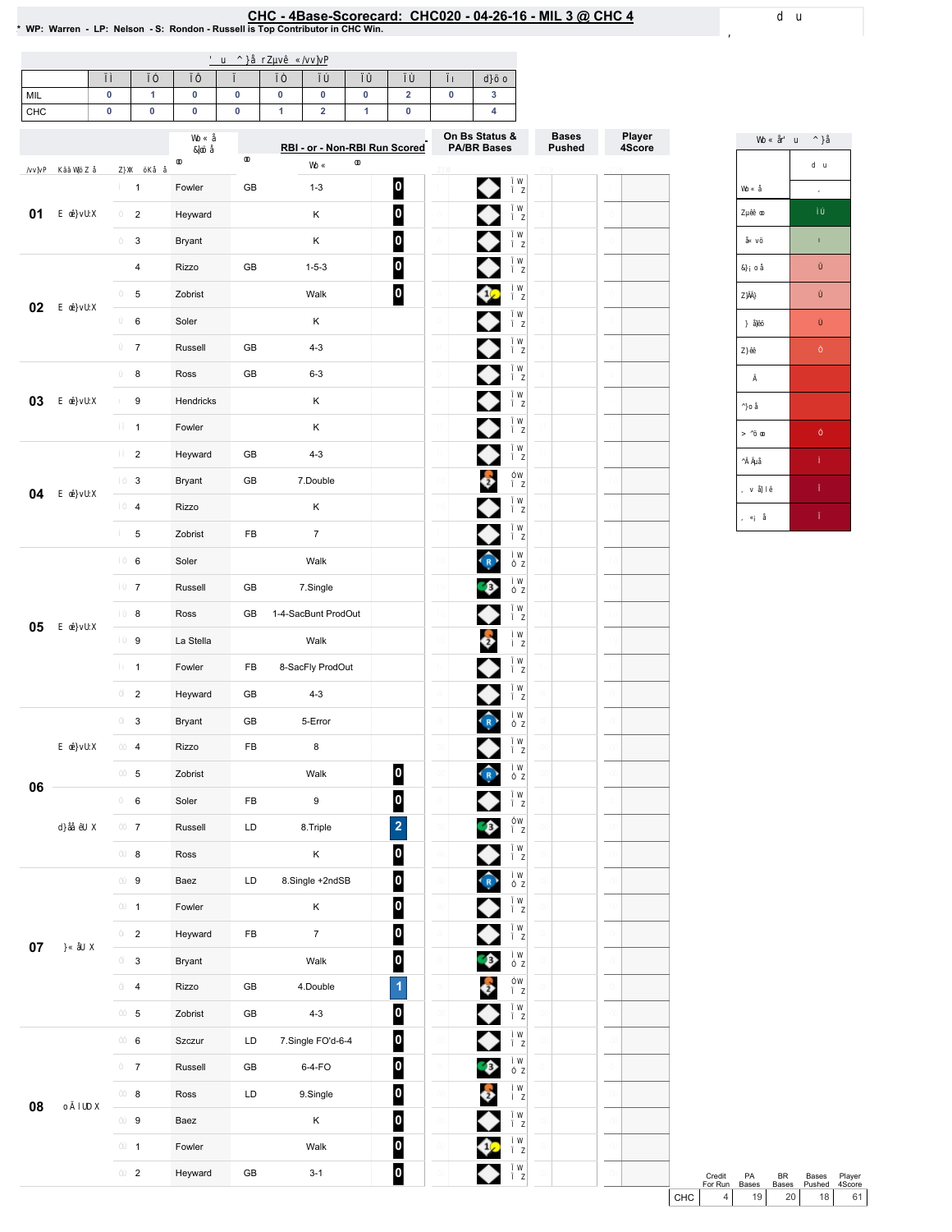# CHC - 4Base-Scorecard: CHC020 - 04-26-16 - MIL 3 @ CHC 4

* WP: Warren - LP: Nelson - S: Rondon - Russell is Top Contributor in CHC Win.

| | 1 | 2 | 3 | 4 | 5 | 6 | 7 | 8 | 9 | Total |
|---|---|---|---|---|---|---|---|---|---|---|
| MIL | 0 | 1 | 0 | 0 | 0 | 0 | 0 | 2 | 0 | 3 |
| CHC | 0 | 0 | 0 | 0 | 1 | 2 | 1 | 0 | | 4 |

| Inning | # | Player | Type | Result | RBI - or - Non-RBI Run Scored |
|---|---|---|---|---|---|
| 01 | 1 | Fowler | GB | 1-3 | 0 |
| | 2 | Heyward | | K | 0 |
| | 3 | Bryant | | K | 0 |
| 02 | 4 | Rizzo | GB | 1-5-3 | 0 |
| | 5 | Zobrist | | Walk | 0 |
| | 6 | Soler | | K | |
| | 7 | Russell | GB | 4-3 | |
| 03 | 8 | Ross | GB | 6-3 | |
| | 9 | Hendricks | | K | |
| | 1 | Fowler | | K | |
| 04 | 2 | Heyward | GB | 4-3 | |
| | 3 | Bryant | GB | 7.Double | |
| | 4 | Rizzo | | K | |
| | 5 | Zobrist | FB | 7 | |
| 05 | 6 | Soler | | Walk | |
| | 7 | Russell | GB | 7.Single | |
| | 8 | Ross | GB | 1-4-SacBunt ProdOut | |
| | 9 | La Stella | | Walk | |
| | 1 | Fowler | FB | 8-SacFly ProdOut | |
| | 2 | Heyward | GB | 4-3 | |
| 06 | 3 | Bryant | GB | 5-Error | |
| | 4 | Rizzo | FB | 8 | |
| | 5 | Zobrist | | Walk | 0 |
| | 6 | Soler | FB | 9 | 0 |
| | 7 | Russell | LD | 8.Triple | 2 |
| | 8 | Ross | | K | 0 |
| 07 | 9 | Baez | LD | 8.Single +2ndSB | 0 |
| | 1 | Fowler | | K | 0 |
| | 2 | Heyward | FB | 7 | 0 |
| | 3 | Bryant | | Walk | 0 |
| | 4 | Rizzo | GB | 4.Double | 1 |
| | 5 | Zobrist | GB | 4-3 | 0 |
| 08 | 6 | Szczur | LD | 7.Single FO'd-6-4 | 0 |
| | 7 | Russell | GB | 6-4-FO | 0 |
| | 8 | Ross | LD | 9.Single | 0 |
| | 9 | Baez | | K | 0 |
| | 1 | Fowler | | Walk | 0 |
| | 2 | Heyward | GB | 3-1 | 0 |

| | Credit For Run | PA Bases | BR Bases | Bases Pushed | Player 4Score |
|---|---|---|---|---|---|
| CHC | 4 | 19 | 20 | 18 | 61 |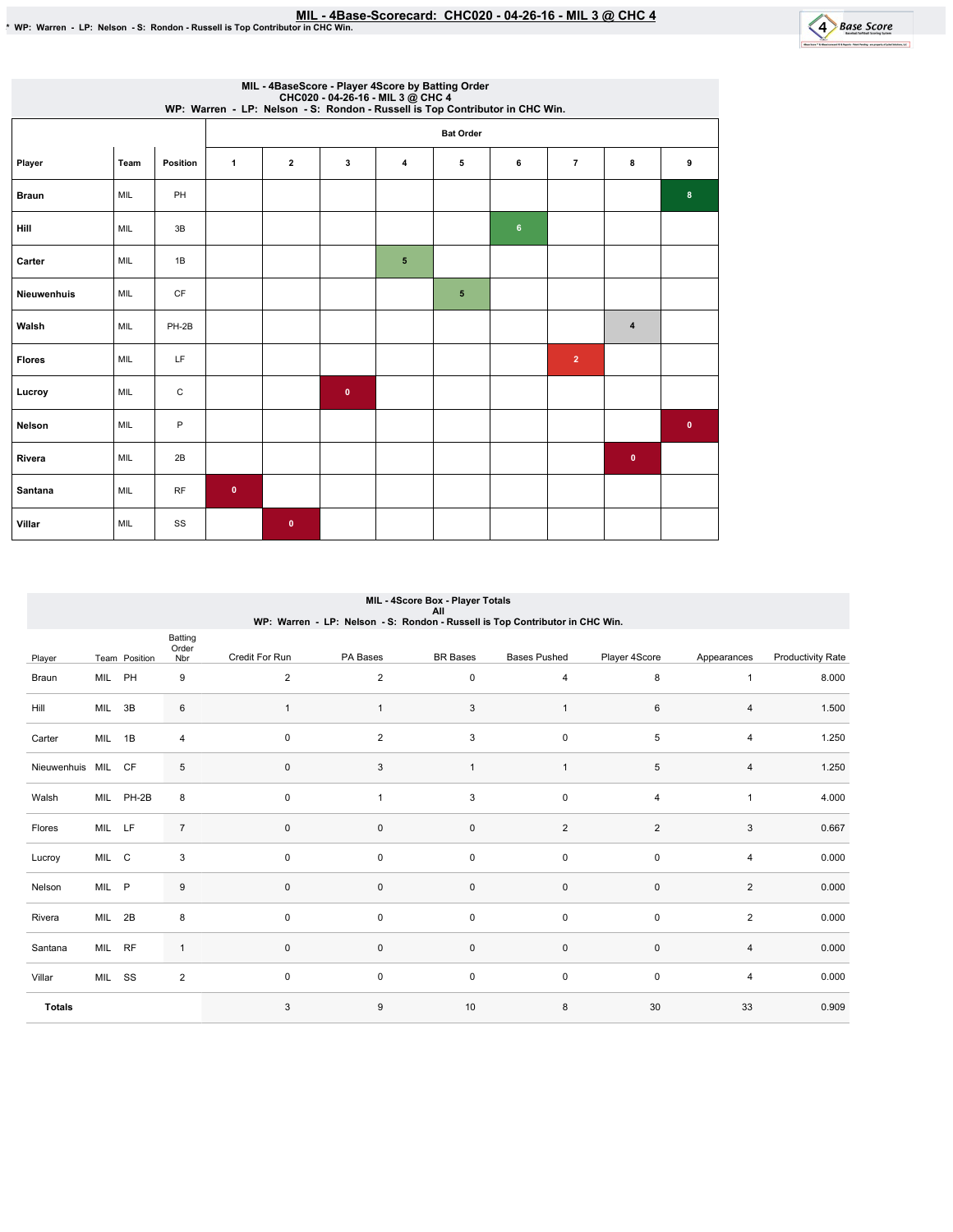# MIL - 4Base-Scorecard: CHC020 - 04-26-16 - MIL 3 @ CHC 4

* WP: Warren - LP: Nelson - S: Rondon - Russell is Top Contributor in CHC Win.

## MIL - 4BaseScore - Player 4Score by Batting Order
### CHC020 - 04-26-16 - MIL 3 @ CHC 4
### WP: Warren - LP: Nelson - S: Rondon - Russell is Top Contributor in CHC Win.

| Player | Team | Position | Bat Order 1 | 2 | 3 | 4 | 5 | 6 | 7 | 8 | 9 |
|---|---|---|---|---|---|---|---|---|---|---|---|
| Braun | MIL | PH | | | | | | | | | 8 |
| Hill | MIL | 3B | | | | | | 6 | | | |
| Carter | MIL | 1B | | | | 5 | | | | | |
| Nieuwenhuis | MIL | CF | | | | | 5 | | | | |
| Walsh | MIL | PH-2B | | | | | | | | 4 | |
| Flores | MIL | LF | | | | | | | 2 | | |
| Lucroy | MIL | C | | | 0 | | | | | | |
| Nelson | MIL | P | | | | | | | | | 0 |
| Rivera | MIL | 2B | | | | | | | | 0 | |
| Santana | MIL | RF | 0 | | | | | | | | |
| Villar | MIL | SS | | 0 | | | | | | | |

## MIL - 4Score Box - Player Totals
### All
### WP: Warren - LP: Nelson - S: Rondon - Russell is Top Contributor in CHC Win.

| Player | Team | Position | Batting Order Nbr | Credit For Run | PA Bases | BR Bases | Bases Pushed | Player 4Score | Appearances | Productivity Rate |
|---|---|---|---|---|---|---|---|---|---|---|
| Braun | MIL | PH | 9 | 2 | 2 | 0 | 4 | 8 | 1 | 8.000 |
| Hill | MIL | 3B | 6 | 1 | 1 | 3 | 1 | 6 | 4 | 1.500 |
| Carter | MIL | 1B | 4 | 0 | 2 | 3 | 0 | 5 | 4 | 1.250 |
| Nieuwenhuis | MIL | CF | 5 | 0 | 3 | 1 | 1 | 5 | 4 | 1.250 |
| Walsh | MIL | PH-2B | 8 | 0 | 1 | 3 | 0 | 4 | 1 | 4.000 |
| Flores | MIL | LF | 7 | 0 | 0 | 0 | 2 | 2 | 3 | 0.667 |
| Lucroy | MIL | C | 3 | 0 | 0 | 0 | 0 | 0 | 4 | 0.000 |
| Nelson | MIL | P | 9 | 0 | 0 | 0 | 0 | 0 | 2 | 0.000 |
| Rivera | MIL | 2B | 8 | 0 | 0 | 0 | 0 | 0 | 2 | 0.000 |
| Santana | MIL | RF | 1 | 0 | 0 | 0 | 0 | 0 | 4 | 0.000 |
| Villar | MIL | SS | 2 | 0 | 0 | 0 | 0 | 0 | 4 | 0.000 |
| **Totals** | | | | 3 | 9 | 10 | 8 | 30 | 33 | 0.909 |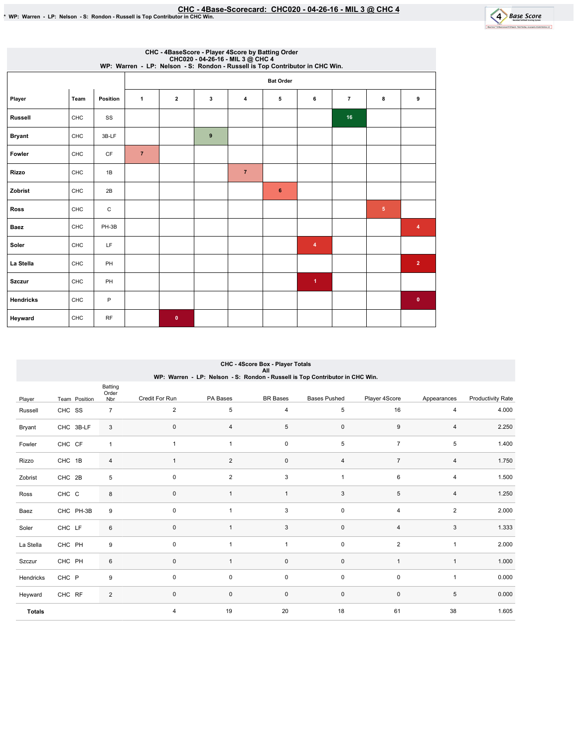# CHC - 4Base-Scorecard: CHC020 - 04-26-16 - MIL 3 @ CHC 4

* WP: Warren - LP: Nelson - S: Rondon - Russell is Top Contributor in CHC Win.

## CHC - 4BaseScore - Player 4Score by Batting Order
CHC020 - 04-26-16 - MIL 3 @ CHC 4
WP: Warren - LP: Nelson - S: Rondon - Russell is Top Contributor in CHC Win.

| | | | Bat Order | | | | | | | | |
|---|---|---|---|---|---|---|---|---|---|---|---|
| Player | Team | Position | 1 | 2 | 3 | 4 | 5 | 6 | 7 | 8 | 9 |
| Russell | CHC | SS | | | | | | | 16 | | |
| Bryant | CHC | 3B-LF | | | 9 | | | | | | |
| Fowler | CHC | CF | 7 | | | | | | | | |
| Rizzo | CHC | 1B | | | | 7 | | | | | |
| Zobrist | CHC | 2B | | | | | 6 | | | | |
| Ross | CHC | C | | | | | | | | 5 | |
| Baez | CHC | PH-3B | | | | | | | | | 4 |
| Soler | CHC | LF | | | | | | 4 | | | |
| La Stella | CHC | PH | | | | | | | | | 2 |
| Szczur | CHC | PH | | | | | | 1 | | | |
| Hendricks | CHC | P | | | | | | | | | 0 |
| Heyward | CHC | RF | | 0 | | | | | | | |

## CHC - 4Score Box - Player Totals
All
WP: Warren - LP: Nelson - S: Rondon - Russell is Top Contributor in CHC Win.

| Player | Team | Position | Batting Order Nbr | Credit For Run | PA Bases | BR Bases | Bases Pushed | Player 4Score | Appearances | Productivity Rate |
|---|---|---|---|---|---|---|---|---|---|---|
| Russell | CHC | SS | 7 | 2 | 5 | 4 | 5 | 16 | 4 | 4.000 |
| Bryant | CHC | 3B-LF | 3 | 0 | 4 | 5 | 0 | 9 | 4 | 2.250 |
| Fowler | CHC | CF | 1 | 1 | 1 | 0 | 5 | 7 | 5 | 1.400 |
| Rizzo | CHC | 1B | 4 | 1 | 2 | 0 | 4 | 7 | 4 | 1.750 |
| Zobrist | CHC | 2B | 5 | 0 | 2 | 3 | 1 | 6 | 4 | 1.500 |
| Ross | CHC | C | 8 | 0 | 1 | 1 | 3 | 5 | 4 | 1.250 |
| Baez | CHC | PH-3B | 9 | 0 | 1 | 3 | 0 | 4 | 2 | 2.000 |
| Soler | CHC | LF | 6 | 0 | 1 | 3 | 0 | 4 | 3 | 1.333 |
| La Stella | CHC | PH | 9 | 0 | 1 | 1 | 0 | 2 | 1 | 2.000 |
| Szczur | CHC | PH | 6 | 0 | 1 | 0 | 0 | 1 | 1 | 1.000 |
| Hendricks | CHC | P | 9 | 0 | 0 | 0 | 0 | 0 | 1 | 0.000 |
| Heyward | CHC | RF | 2 | 0 | 0 | 0 | 0 | 0 | 5 | 0.000 |
| **Totals** | | | | 4 | 19 | 20 | 18 | 61 | 38 | 1.605 |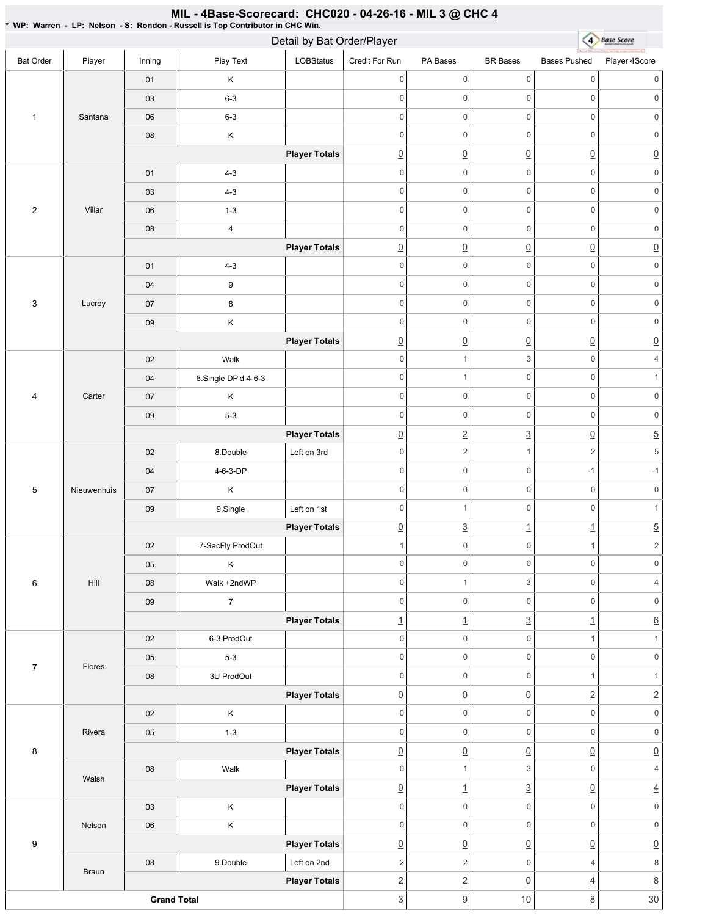# MIL - 4Base-Scorecard: CHC020 - 04-26-16 - MIL 3 @ CHC 4

* WP: Warren - LP: Nelson - S: Rondon - Russell is Top Contributor in CHC Win.

## Detail by Bat Order/Player

| Bat Order | Player | Inning | Play Text | LOBStatus | Credit For Run | PA Bases | BR Bases | Bases Pushed | Player 4Score |
|---|---|---|---|---|---|---|---|---|---|
| 1 | Santana | 01 | K | | 0 | 0 | 0 | 0 | 0 |
| | | 03 | 6-3 | | 0 | 0 | 0 | 0 | 0 |
| | | 06 | 6-3 | | 0 | 0 | 0 | 0 | 0 |
| | | 08 | K | | 0 | 0 | 0 | 0 | 0 |
| | | | | **Player Totals** | 0 | 0 | 0 | 0 | 0 |
| 2 | Villar | 01 | 4-3 | | 0 | 0 | 0 | 0 | 0 |
| | | 03 | 4-3 | | 0 | 0 | 0 | 0 | 0 |
| | | 06 | 1-3 | | 0 | 0 | 0 | 0 | 0 |
| | | 08 | 4 | | 0 | 0 | 0 | 0 | 0 |
| | | | | **Player Totals** | 0 | 0 | 0 | 0 | 0 |
| 3 | Lucroy | 01 | 4-3 | | 0 | 0 | 0 | 0 | 0 |
| | | 04 | 9 | | 0 | 0 | 0 | 0 | 0 |
| | | 07 | 8 | | 0 | 0 | 0 | 0 | 0 |
| | | 09 | K | | 0 | 0 | 0 | 0 | 0 |
| | | | | **Player Totals** | 0 | 0 | 0 | 0 | 0 |
| 4 | Carter | 02 | Walk | | 0 | 1 | 3 | 0 | 4 |
| | | 04 | 8.Single DP'd-4-6-3 | | 0 | 1 | 0 | 0 | 1 |
| | | 07 | K | | 0 | 0 | 0 | 0 | 0 |
| | | 09 | 5-3 | | 0 | 0 | 0 | 0 | 0 |
| | | | | **Player Totals** | 0 | 2 | 3 | 0 | 5 |
| 5 | Nieuwenhuis | 02 | 8.Double | Left on 3rd | 0 | 2 | 1 | 2 | 5 |
| | | 04 | 4-6-3-DP | | 0 | 0 | 0 | -1 | -1 |
| | | 07 | K | | 0 | 0 | 0 | 0 | 0 |
| | | 09 | 9.Single | Left on 1st | 0 | 1 | 0 | 0 | 1 |
| | | | | **Player Totals** | 0 | 3 | 1 | 1 | 5 |
| 6 | Hill | 02 | 7-SacFly ProdOut | | 1 | 0 | 0 | 1 | 2 |
| | | 05 | K | | 0 | 0 | 0 | 0 | 0 |
| | | 08 | Walk +2ndWP | | 0 | 1 | 3 | 0 | 4 |
| | | 09 | 7 | | 0 | 0 | 0 | 0 | 0 |
| | | | | **Player Totals** | 1 | 1 | 3 | 1 | 6 |
| 7 | Flores | 02 | 6-3 ProdOut | | 0 | 0 | 0 | 1 | 1 |
| | | 05 | 5-3 | | 0 | 0 | 0 | 0 | 0 |
| | | 08 | 3U ProdOut | | 0 | 0 | 0 | 1 | 1 |
| | | | | **Player Totals** | 0 | 0 | 0 | 2 | 2 |
| 8 | Rivera | 02 | K | | 0 | 0 | 0 | 0 | 0 |
| | | 05 | 1-3 | | 0 | 0 | 0 | 0 | 0 |
| | | | | **Player Totals** | 0 | 0 | 0 | 0 | 0 |
| | Walsh | 08 | Walk | | 0 | 1 | 3 | 0 | 4 |
| | | | | **Player Totals** | 0 | 1 | 3 | 0 | 4 |
| 9 | Nelson | 03 | K | | 0 | 0 | 0 | 0 | 0 |
| | | 06 | K | | 0 | 0 | 0 | 0 | 0 |
| | | | | **Player Totals** | 0 | 0 | 0 | 0 | 0 |
| | Braun | 08 | 9.Double | Left on 2nd | 2 | 2 | 0 | 4 | 8 |
| | | | | **Player Totals** | 2 | 2 | 0 | 4 | 8 |
| **Grand Total** | | | | | 3 | 9 | 10 | 8 | 30 |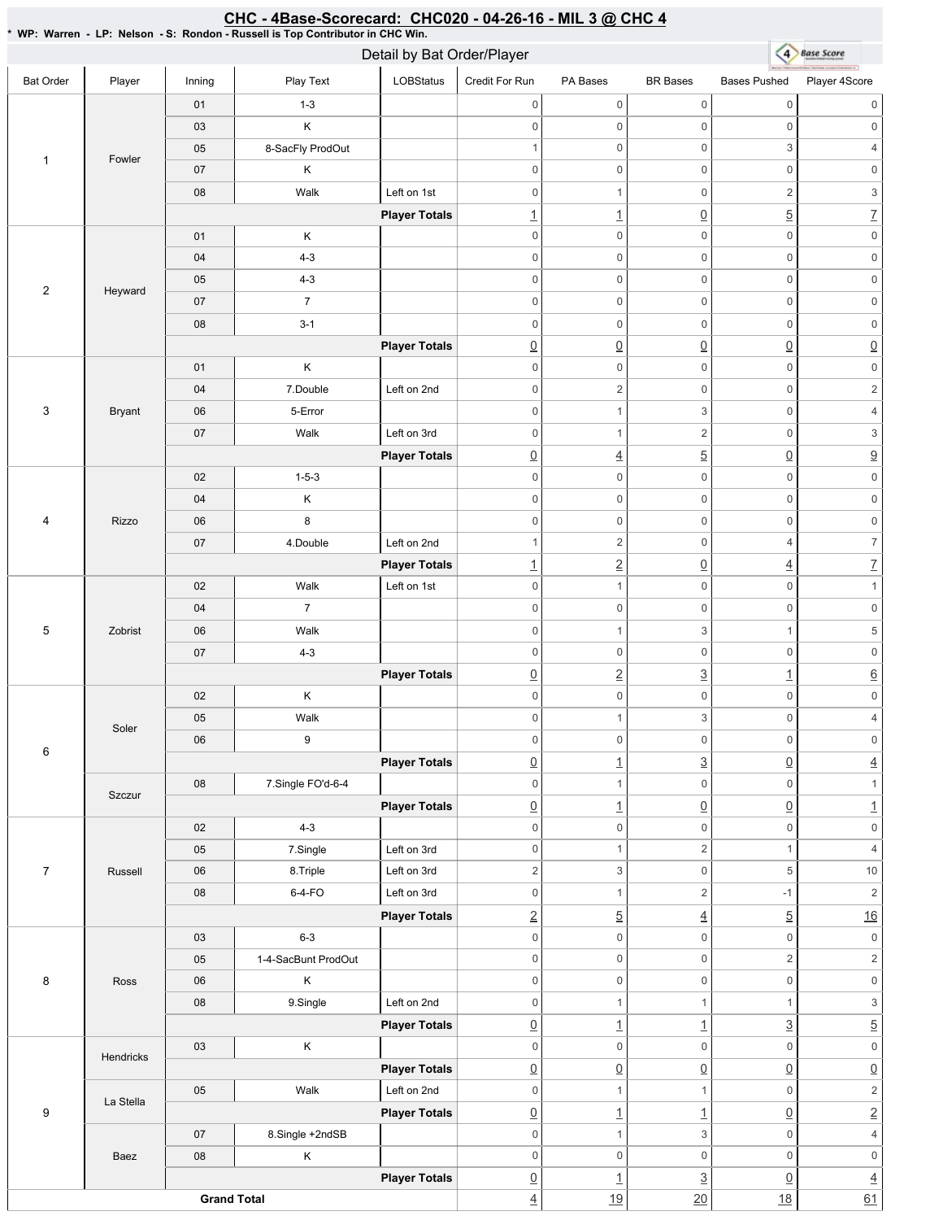## CHC - 4Base-Scorecard: CHC020 - 04-26-16 - MIL 3 @ CHC 4

**\* WP: Warren - LP: Nelson - S: Rondon - Russell is Top Contributor in CHC Win.**

### Detail by Bat Order/Player

| Bat Order | Player | Inning | Play Text | LOBStatus | Credit For Run | PA Bases | BR Bases | Bases Pushed | Player 4Score |
|---|---|---|---|---|---|---|---|---|---|
| 1 | Fowler | 01 | 1-3 | | 0 | 0 | 0 | 0 | 0 |
| | | 03 | K | | 0 | 0 | 0 | 0 | 0 |
| | | 05 | 8-SacFly ProdOut | | 1 | 0 | 0 | 3 | 4 |
| | | 07 | K | | 0 | 0 | 0 | 0 | 0 |
| | | 08 | Walk | Left on 1st | 0 | 1 | 0 | 2 | 3 |
| | | | | **Player Totals** | 1 | 1 | 0 | 5 | 7 |
| 2 | Heyward | 01 | K | | 0 | 0 | 0 | 0 | 0 |
| | | 04 | 4-3 | | 0 | 0 | 0 | 0 | 0 |
| | | 05 | 4-3 | | 0 | 0 | 0 | 0 | 0 |
| | | 07 | 7 | | 0 | 0 | 0 | 0 | 0 |
| | | 08 | 3-1 | | 0 | 0 | 0 | 0 | 0 |
| | | | | **Player Totals** | 0 | 0 | 0 | 0 | 0 |
| 3 | Bryant | 01 | K | | 0 | 0 | 0 | 0 | 0 |
| | | 04 | 7.Double | Left on 2nd | 0 | 2 | 0 | 0 | 2 |
| | | 06 | 5-Error | | 0 | 1 | 3 | 0 | 4 |
| | | 07 | Walk | Left on 3rd | 0 | 1 | 2 | 0 | 3 |
| | | | | **Player Totals** | 0 | 4 | 5 | 0 | 9 |
| 4 | Rizzo | 02 | 1-5-3 | | 0 | 0 | 0 | 0 | 0 |
| | | 04 | K | | 0 | 0 | 0 | 0 | 0 |
| | | 06 | 8 | | 0 | 0 | 0 | 0 | 0 |
| | | 07 | 4.Double | Left on 2nd | 1 | 2 | 0 | 4 | 7 |
| | | | | **Player Totals** | 1 | 2 | 0 | 4 | 7 |
| 5 | Zobrist | 02 | Walk | Left on 1st | 0 | 1 | 0 | 0 | 1 |
| | | 04 | 7 | | 0 | 0 | 0 | 0 | 0 |
| | | 06 | Walk | | 0 | 1 | 3 | 1 | 5 |
| | | 07 | 4-3 | | 0 | 0 | 0 | 0 | 0 |
| | | | | **Player Totals** | 0 | 2 | 3 | 1 | 6 |
| 6 | Soler | 02 | K | | 0 | 0 | 0 | 0 | 0 |
| | | 05 | Walk | | 0 | 1 | 3 | 0 | 4 |
| | | 06 | 9 | | 0 | 0 | 0 | 0 | 0 |
| | | | | **Player Totals** | 0 | 1 | 3 | 0 | 4 |
| | Szczur | 08 | 7.Single FO'd-6-4 | | 0 | 1 | 0 | 0 | 1 |
| | | | | **Player Totals** | 0 | 1 | 0 | 0 | 1 |
| 7 | Russell | 02 | 4-3 | | 0 | 0 | 0 | 0 | 0 |
| | | 05 | 7.Single | Left on 3rd | 0 | 1 | 2 | 1 | 4 |
| | | 06 | 8.Triple | Left on 3rd | 2 | 3 | 0 | 5 | 10 |
| | | 08 | 6-4-FO | Left on 3rd | 0 | 1 | 2 | -1 | 2 |
| | | | | **Player Totals** | 2 | 5 | 4 | 5 | 16 |
| 8 | Ross | 03 | 6-3 | | 0 | 0 | 0 | 0 | 0 |
| | | 05 | 1-4-SacBunt ProdOut | | 0 | 0 | 0 | 2 | 2 |
| | | 06 | K | | 0 | 0 | 0 | 0 | 0 |
| | | 08 | 9.Single | Left on 2nd | 0 | 1 | 1 | 1 | 3 |
| | | | | **Player Totals** | 0 | 1 | 1 | 3 | 5 |
| 9 | Hendricks | 03 | K | | 0 | 0 | 0 | 0 | 0 |
| | | | | **Player Totals** | 0 | 0 | 0 | 0 | 0 |
| | La Stella | 05 | Walk | Left on 2nd | 0 | 1 | 1 | 0 | 2 |
| | | | | **Player Totals** | 0 | 1 | 1 | 0 | 2 |
| | Baez | 07 | 8.Single +2ndSB | | 0 | 1 | 3 | 0 | 4 |
| | | 08 | K | | 0 | 0 | 0 | 0 | 0 |
| | | | | **Player Totals** | 0 | 1 | 3 | 0 | 4 |
| **Grand Total** | | | | | 4 | 19 | 20 | 18 | 61 |